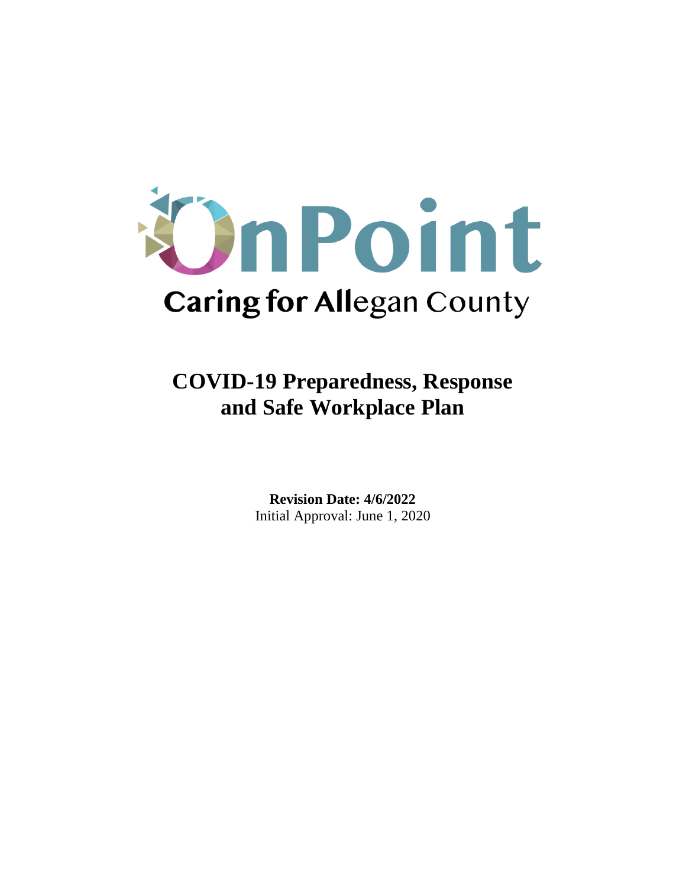OnPoint

Caring for Allegan County

# COVID-19 Preparedness, Response and Safe Workplace Plan

**Revision Date: 4/6/2022**
Initial Approval: June 1, 2020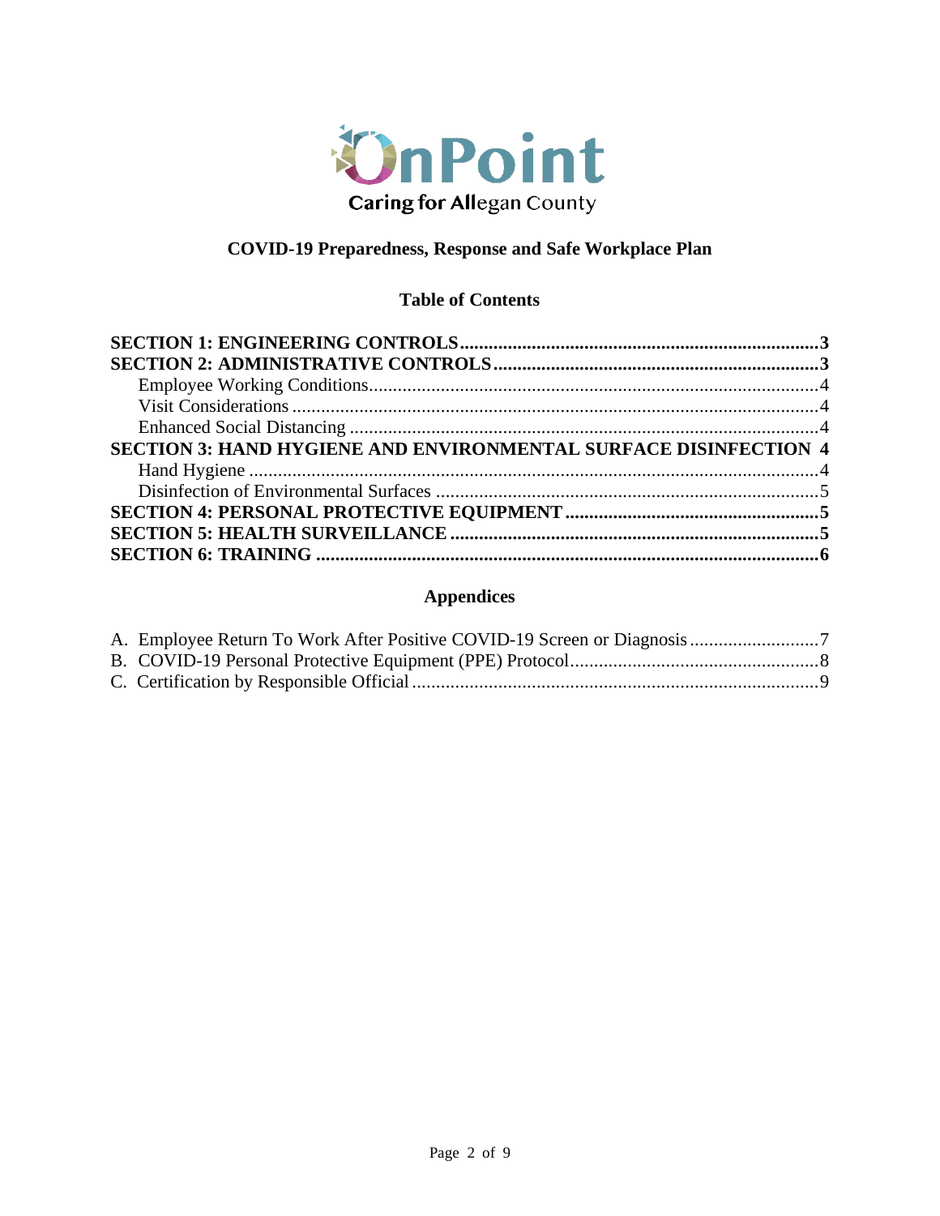OnPoint

Caring for Allegan County

# COVID-19 Preparedness, Response and Safe Workplace Plan

## Table of Contents

**SECTION 1: ENGINEERING CONTROLS** .......... **3**
**SECTION 2: ADMINISTRATIVE CONTROLS** .......... **3**
- Employee Working Conditions .......... 4
- Visit Considerations .......... 4
- Enhanced Social Distancing .......... 4

**SECTION 3: HAND HYGIENE AND ENVIRONMENTAL SURFACE DISINFECTION** **4**
- Hand Hygiene .......... 4
- Disinfection of Environmental Surfaces .......... 5

**SECTION 4: PERSONAL PROTECTIVE EQUIPMENT** .......... **5**
**SECTION 5: HEALTH SURVEILLANCE** .......... **5**
**SECTION 6: TRAINING** .......... **6**

## Appendices

A. Employee Return To Work After Positive COVID-19 Screen or Diagnosis .......... 7
B. COVID-19 Personal Protective Equipment (PPE) Protocol .......... 8
C. Certification by Responsible Official .......... 9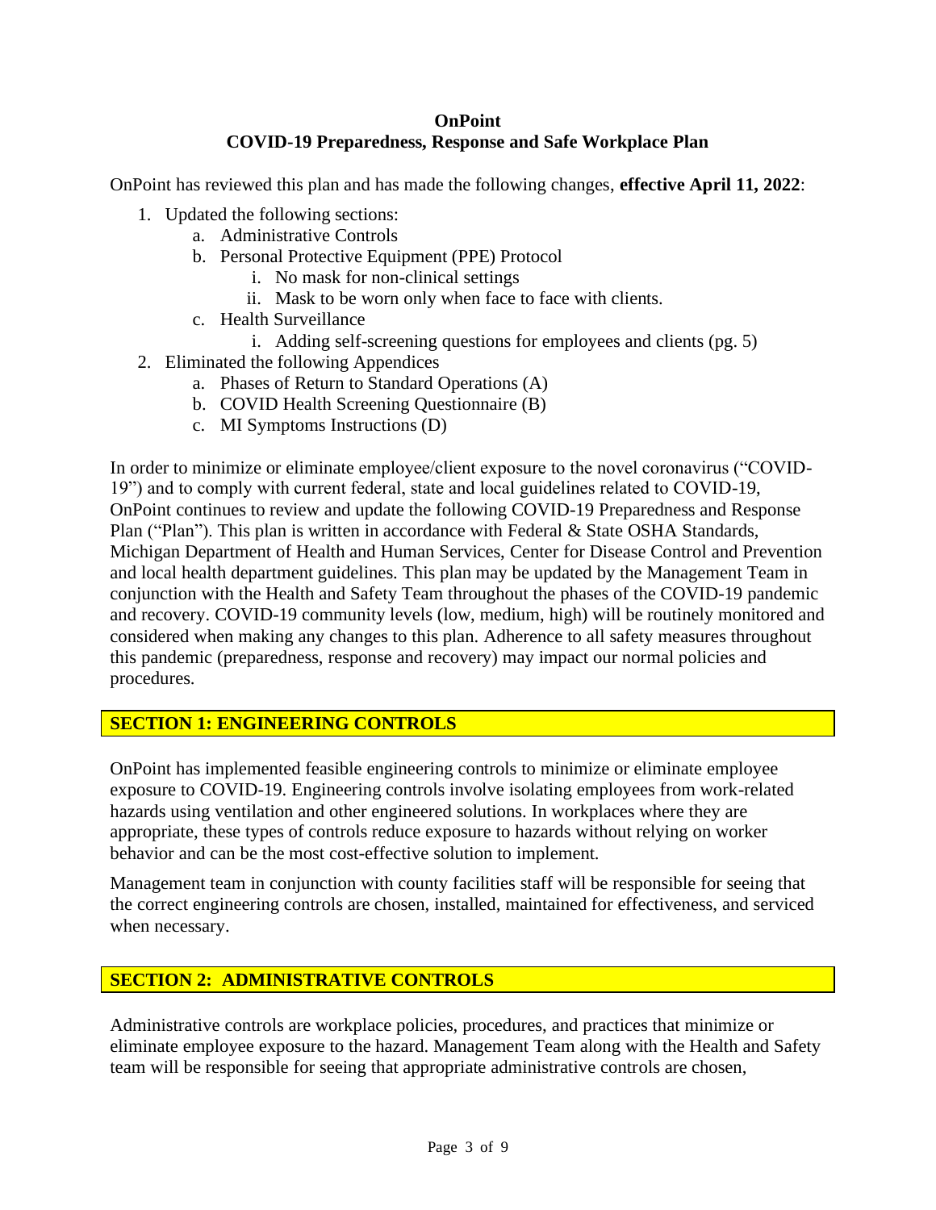**OnPoint**
**COVID-19 Preparedness, Response and Safe Workplace Plan**

OnPoint has reviewed this plan and has made the following changes, **effective April 11, 2022**:

1. Updated the following sections:
    a. Administrative Controls
    b. Personal Protective Equipment (PPE) Protocol
        i. No mask for non-clinical settings
        ii. Mask to be worn only when face to face with clients.
    c. Health Surveillance
        i. Adding self-screening questions for employees and clients (pg. 5)
2. Eliminated the following Appendices
    a. Phases of Return to Standard Operations (A)
    b. COVID Health Screening Questionnaire (B)
    c. MI Symptoms Instructions (D)

In order to minimize or eliminate employee/client exposure to the novel coronavirus ("COVID-19") and to comply with current federal, state and local guidelines related to COVID-19, OnPoint continues to review and update the following COVID-19 Preparedness and Response Plan ("Plan"). This plan is written in accordance with Federal & State OSHA Standards, Michigan Department of Health and Human Services, Center for Disease Control and Prevention and local health department guidelines. This plan may be updated by the Management Team in conjunction with the Health and Safety Team throughout the phases of the COVID-19 pandemic and recovery. COVID-19 community levels (low, medium, high) will be routinely monitored and considered when making any changes to this plan. Adherence to all safety measures throughout this pandemic (preparedness, response and recovery) may impact our normal policies and procedures.

## SECTION 1: ENGINEERING CONTROLS

OnPoint has implemented feasible engineering controls to minimize or eliminate employee exposure to COVID-19. Engineering controls involve isolating employees from work-related hazards using ventilation and other engineered solutions. In workplaces where they are appropriate, these types of controls reduce exposure to hazards without relying on worker behavior and can be the most cost-effective solution to implement.

Management team in conjunction with county facilities staff will be responsible for seeing that the correct engineering controls are chosen, installed, maintained for effectiveness, and serviced when necessary.

## SECTION 2: ADMINISTRATIVE CONTROLS

Administrative controls are workplace policies, procedures, and practices that minimize or eliminate employee exposure to the hazard. Management Team along with the Health and Safety team will be responsible for seeing that appropriate administrative controls are chosen,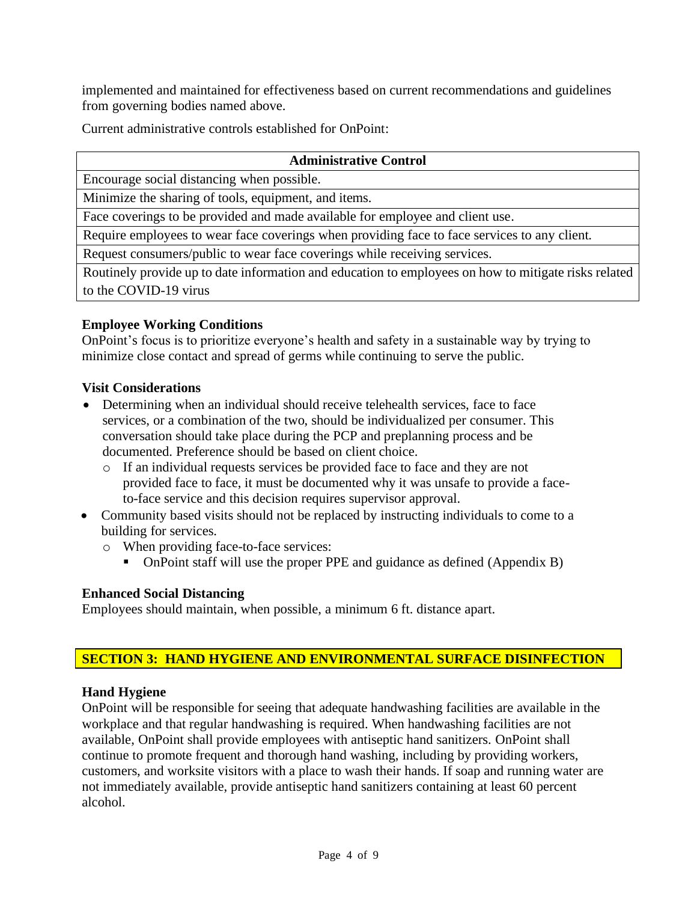implemented and maintained for effectiveness based on current recommendations and guidelines from governing bodies named above.

Current administrative controls established for OnPoint:

| Administrative Control |
| --- |
| Encourage social distancing when possible. |
| Minimize the sharing of tools, equipment, and items. |
| Face coverings to be provided and made available for employee and client use. |
| Require employees to wear face coverings when providing face to face services to any client. |
| Request consumers/public to wear face coverings while receiving services. |
| Routinely provide up to date information and education to employees on how to mitigate risks related to the COVID-19 virus |

**Employee Working Conditions**

OnPoint's focus is to prioritize everyone's health and safety in a sustainable way by trying to minimize close contact and spread of germs while continuing to serve the public.

**Visit Considerations**

- Determining when an individual should receive telehealth services, face to face services, or a combination of the two, should be individualized per consumer. This conversation should take place during the PCP and preplanning process and be documented. Preference should be based on client choice.
  - If an individual requests services be provided face to face and they are not provided face to face, it must be documented why it was unsafe to provide a face-to-face service and this decision requires supervisor approval.
- Community based visits should not be replaced by instructing individuals to come to a building for services.
  - When providing face-to-face services:
    - OnPoint staff will use the proper PPE and guidance as defined (Appendix B)

**Enhanced Social Distancing**

Employees should maintain, when possible, a minimum 6 ft. distance apart.

## SECTION 3: HAND HYGIENE AND ENVIRONMENTAL SURFACE DISINFECTION

**Hand Hygiene**

OnPoint will be responsible for seeing that adequate handwashing facilities are available in the workplace and that regular handwashing is required. When handwashing facilities are not available, OnPoint shall provide employees with antiseptic hand sanitizers. OnPoint shall continue to promote frequent and thorough hand washing, including by providing workers, customers, and worksite visitors with a place to wash their hands. If soap and running water are not immediately available, provide antiseptic hand sanitizers containing at least 60 percent alcohol.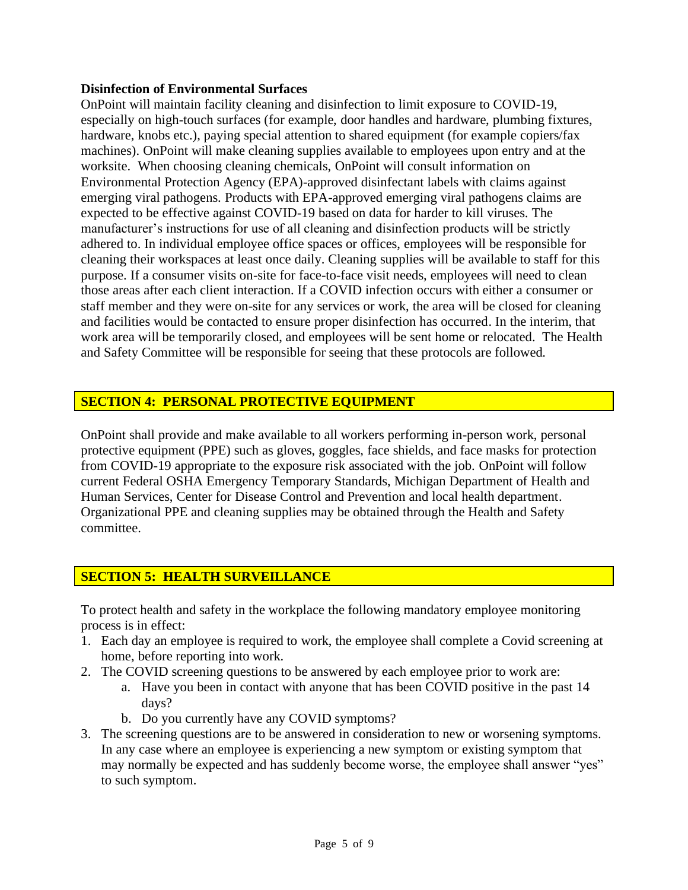**Disinfection of Environmental Surfaces**

OnPoint will maintain facility cleaning and disinfection to limit exposure to COVID-19, especially on high-touch surfaces (for example, door handles and hardware, plumbing fixtures, hardware, knobs etc.), paying special attention to shared equipment (for example copiers/fax machines). OnPoint will make cleaning supplies available to employees upon entry and at the worksite. When choosing cleaning chemicals, OnPoint will consult information on Environmental Protection Agency (EPA)-approved disinfectant labels with claims against emerging viral pathogens. Products with EPA-approved emerging viral pathogens claims are expected to be effective against COVID-19 based on data for harder to kill viruses. The manufacturer's instructions for use of all cleaning and disinfection products will be strictly adhered to. In individual employee office spaces or offices, employees will be responsible for cleaning their workspaces at least once daily. Cleaning supplies will be available to staff for this purpose. If a consumer visits on-site for face-to-face visit needs, employees will need to clean those areas after each client interaction. If a COVID infection occurs with either a consumer or staff member and they were on-site for any services or work, the area will be closed for cleaning and facilities would be contacted to ensure proper disinfection has occurred. In the interim, that work area will be temporarily closed, and employees will be sent home or relocated. The Health and Safety Committee will be responsible for seeing that these protocols are followed.

## SECTION 4: PERSONAL PROTECTIVE EQUIPMENT

OnPoint shall provide and make available to all workers performing in-person work, personal protective equipment (PPE) such as gloves, goggles, face shields, and face masks for protection from COVID-19 appropriate to the exposure risk associated with the job. OnPoint will follow current Federal OSHA Emergency Temporary Standards, Michigan Department of Health and Human Services, Center for Disease Control and Prevention and local health department. Organizational PPE and cleaning supplies may be obtained through the Health and Safety committee.

## SECTION 5: HEALTH SURVEILLANCE

To protect health and safety in the workplace the following mandatory employee monitoring process is in effect:

1. Each day an employee is required to work, the employee shall complete a Covid screening at home, before reporting into work.
2. The COVID screening questions to be answered by each employee prior to work are:
    a. Have you been in contact with anyone that has been COVID positive in the past 14 days?
    b. Do you currently have any COVID symptoms?
3. The screening questions are to be answered in consideration to new or worsening symptoms. In any case where an employee is experiencing a new symptom or existing symptom that may normally be expected and has suddenly become worse, the employee shall answer "yes" to such symptom.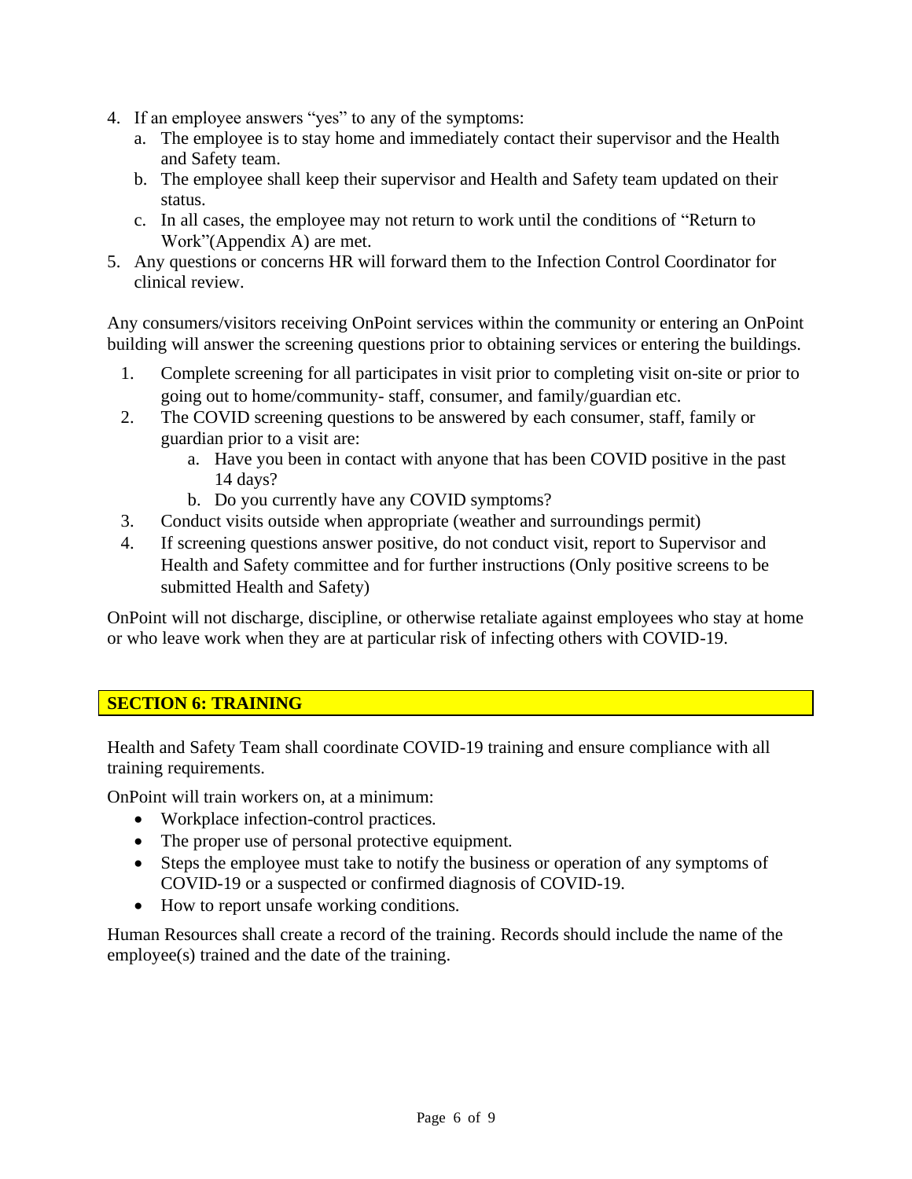4. If an employee answers "yes" to any of the symptoms:
   a. The employee is to stay home and immediately contact their supervisor and the Health and Safety team.
   b. The employee shall keep their supervisor and Health and Safety team updated on their status.
   c. In all cases, the employee may not return to work until the conditions of "Return to Work"(Appendix A) are met.
5. Any questions or concerns HR will forward them to the Infection Control Coordinator for clinical review.

Any consumers/visitors receiving OnPoint services within the community or entering an OnPoint building will answer the screening questions prior to obtaining services or entering the buildings.

1. Complete screening for all participates in visit prior to completing visit on-site or prior to going out to home/community- staff, consumer, and family/guardian etc.
2. The COVID screening questions to be answered by each consumer, staff, family or guardian prior to a visit are:
   a. Have you been in contact with anyone that has been COVID positive in the past 14 days?
   b. Do you currently have any COVID symptoms?
3. Conduct visits outside when appropriate (weather and surroundings permit)
4. If screening questions answer positive, do not conduct visit, report to Supervisor and Health and Safety committee and for further instructions (Only positive screens to be submitted Health and Safety)

OnPoint will not discharge, discipline, or otherwise retaliate against employees who stay at home or who leave work when they are at particular risk of infecting others with COVID-19.

## SECTION 6: TRAINING

Health and Safety Team shall coordinate COVID-19 training and ensure compliance with all training requirements.

OnPoint will train workers on, at a minimum:

- Workplace infection-control practices.
- The proper use of personal protective equipment.
- Steps the employee must take to notify the business or operation of any symptoms of COVID-19 or a suspected or confirmed diagnosis of COVID-19.
- How to report unsafe working conditions.

Human Resources shall create a record of the training. Records should include the name of the employee(s) trained and the date of the training.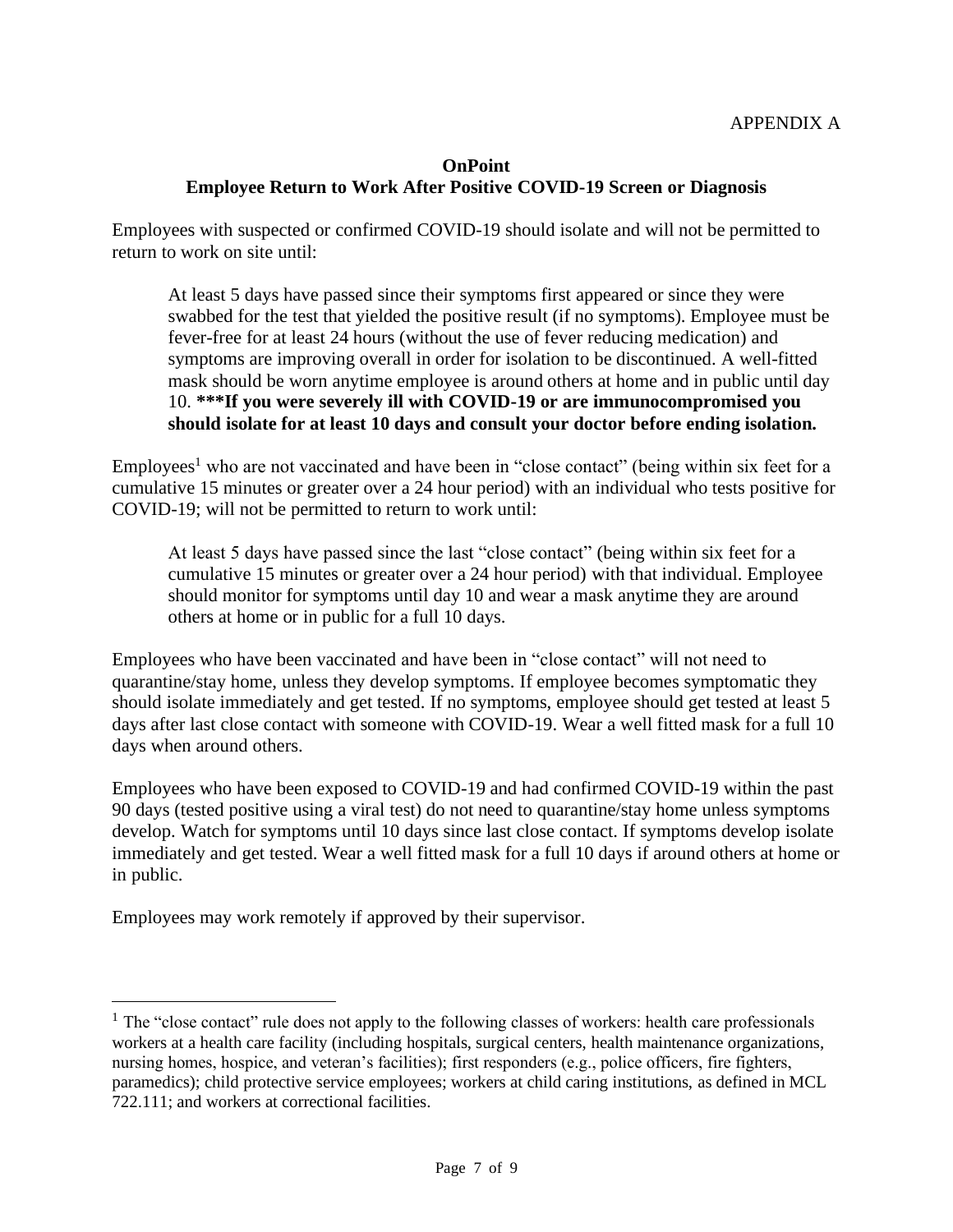APPENDIX A

**OnPoint**
**Employee Return to Work After Positive COVID-19 Screen or Diagnosis**

Employees with suspected or confirmed COVID-19 should isolate and will not be permitted to return to work on site until:

> At least 5 days have passed since their symptoms first appeared or since they were swabbed for the test that yielded the positive result (if no symptoms). Employee must be fever-free for at least 24 hours (without the use of fever reducing medication) and symptoms are improving overall in order for isolation to be discontinued. A well-fitted mask should be worn anytime employee is around others at home and in public until day 10. **\*\*\*If you were severely ill with COVID-19 or are immunocompromised you should isolate for at least 10 days and consult your doctor before ending isolation.**

Employees[1] who are not vaccinated and have been in "close contact" (being within six feet for a cumulative 15 minutes or greater over a 24 hour period) with an individual who tests positive for COVID-19; will not be permitted to return to work until:

> At least 5 days have passed since the last "close contact" (being within six feet for a cumulative 15 minutes or greater over a 24 hour period) with that individual. Employee should monitor for symptoms until day 10 and wear a mask anytime they are around others at home or in public for a full 10 days.

Employees who have been vaccinated and have been in "close contact" will not need to quarantine/stay home, unless they develop symptoms. If employee becomes symptomatic they should isolate immediately and get tested. If no symptoms, employee should get tested at least 5 days after last close contact with someone with COVID-19. Wear a well fitted mask for a full 10 days when around others.

Employees who have been exposed to COVID-19 and had confirmed COVID-19 within the past 90 days (tested positive using a viral test) do not need to quarantine/stay home unless symptoms develop. Watch for symptoms until 10 days since last close contact. If symptoms develop isolate immediately and get tested. Wear a well fitted mask for a full 10 days if around others at home or in public.

Employees may work remotely if approved by their supervisor.

---

[1] The "close contact" rule does not apply to the following classes of workers: health care professionals workers at a health care facility (including hospitals, surgical centers, health maintenance organizations, nursing homes, hospice, and veteran's facilities); first responders (e.g., police officers, fire fighters, paramedics); child protective service employees; workers at child caring institutions, as defined in MCL 722.111; and workers at correctional facilities.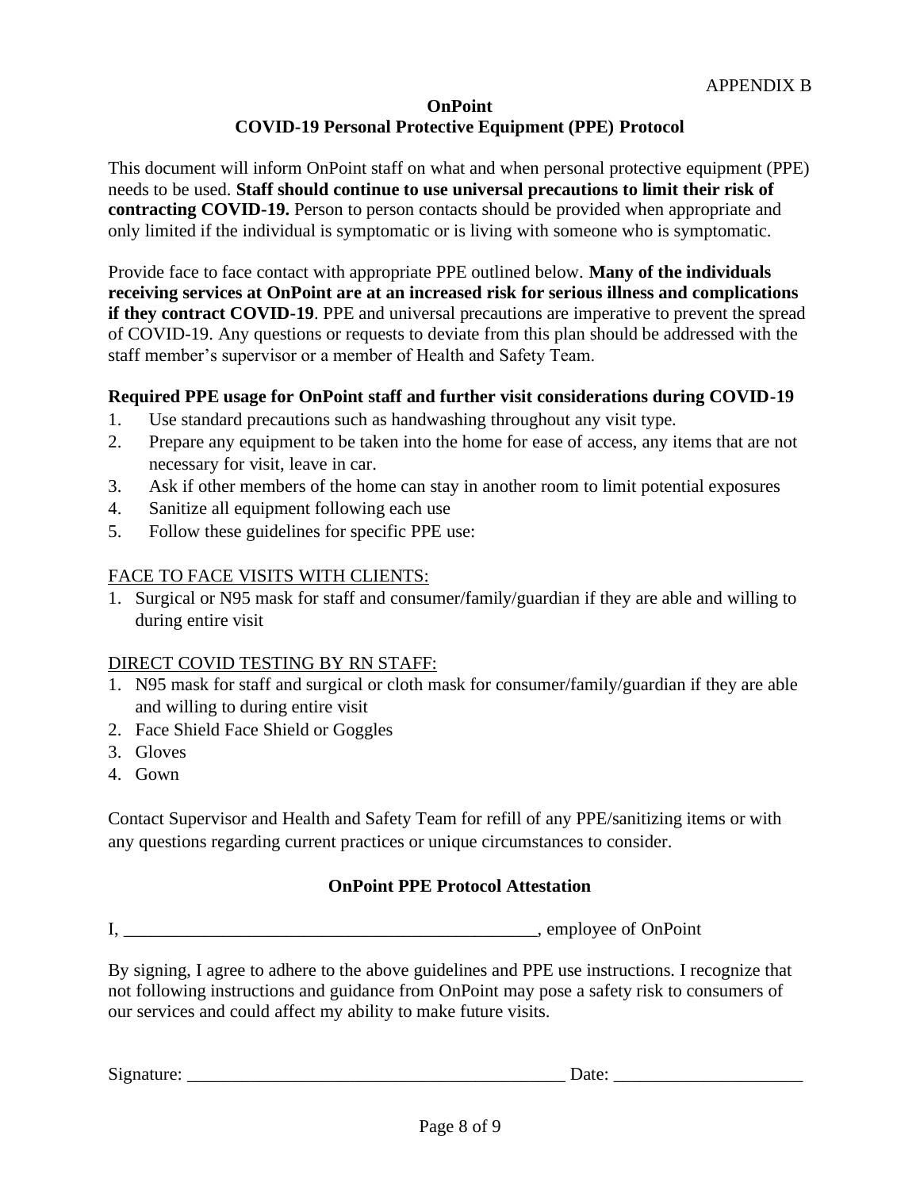APPENDIX B

# OnPoint
## COVID-19 Personal Protective Equipment (PPE) Protocol

This document will inform OnPoint staff on what and when personal protective equipment (PPE) needs to be used. **Staff should continue to use universal precautions to limit their risk of contracting COVID-19.** Person to person contacts should be provided when appropriate and only limited if the individual is symptomatic or is living with someone who is symptomatic.

Provide face to face contact with appropriate PPE outlined below. **Many of the individuals receiving services at OnPoint are at an increased risk for serious illness and complications if they contract COVID-19**. PPE and universal precautions are imperative to prevent the spread of COVID-19. Any questions or requests to deviate from this plan should be addressed with the staff member's supervisor or a member of Health and Safety Team.

**Required PPE usage for OnPoint staff and further visit considerations during COVID-19**

1. Use standard precautions such as handwashing throughout any visit type.
2. Prepare any equipment to be taken into the home for ease of access, any items that are not necessary for visit, leave in car.
3. Ask if other members of the home can stay in another room to limit potential exposures
4. Sanitize all equipment following each use
5. Follow these guidelines for specific PPE use:

<u>FACE TO FACE VISITS WITH CLIENTS:</u>

1. Surgical or N95 mask for staff and consumer/family/guardian if they are able and willing to during entire visit

<u>DIRECT COVID TESTING BY RN STAFF:</u>

1. N95 mask for staff and surgical or cloth mask for consumer/family/guardian if they are able and willing to during entire visit
2. Face Shield Face Shield or Goggles
3. Gloves
4. Gown

Contact Supervisor and Health and Safety Team for refill of any PPE/sanitizing items or with any questions regarding current practices or unique circumstances to consider.

**OnPoint PPE Protocol Attestation**

I, _______________________________________________, employee of OnPoint

By signing, I agree to adhere to the above guidelines and PPE use instructions. I recognize that not following instructions and guidance from OnPoint may pose a safety risk to consumers of our services and could affect my ability to make future visits.

Signature: __________________________________________ Date: ____________________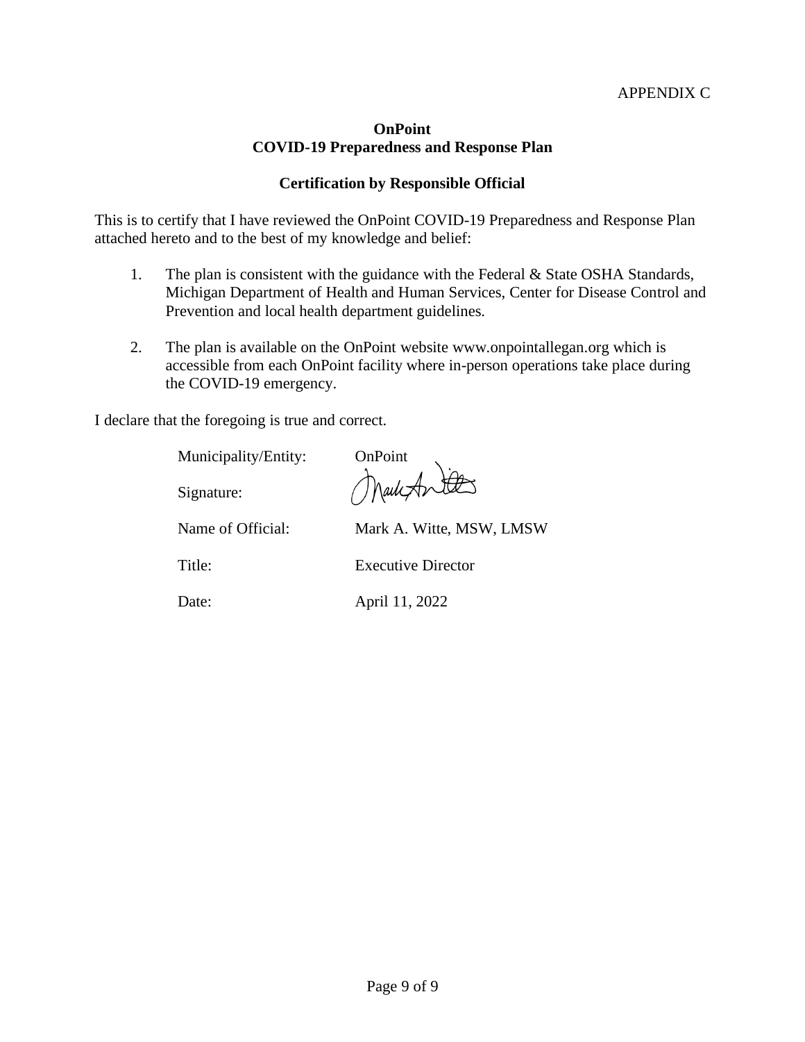APPENDIX C

**OnPoint**
**COVID-19 Preparedness and Response Plan**

**Certification by Responsible Official**

This is to certify that I have reviewed the OnPoint COVID-19 Preparedness and Response Plan attached hereto and to the best of my knowledge and belief:

1. The plan is consistent with the guidance with the Federal & State OSHA Standards, Michigan Department of Health and Human Services, Center for Disease Control and Prevention and local health department guidelines.
2. The plan is available on the OnPoint website www.onpointallegan.org which is accessible from each OnPoint facility where in-person operations take place during the COVID-19 emergency.

I declare that the foregoing is true and correct.

| | |
|---|---|
| Municipality/Entity: | OnPoint |
| Signature: | Mark A. Witte |
| Name of Official: | Mark A. Witte, MSW, LMSW |
| Title: | Executive Director |
| Date: | April 11, 2022 |